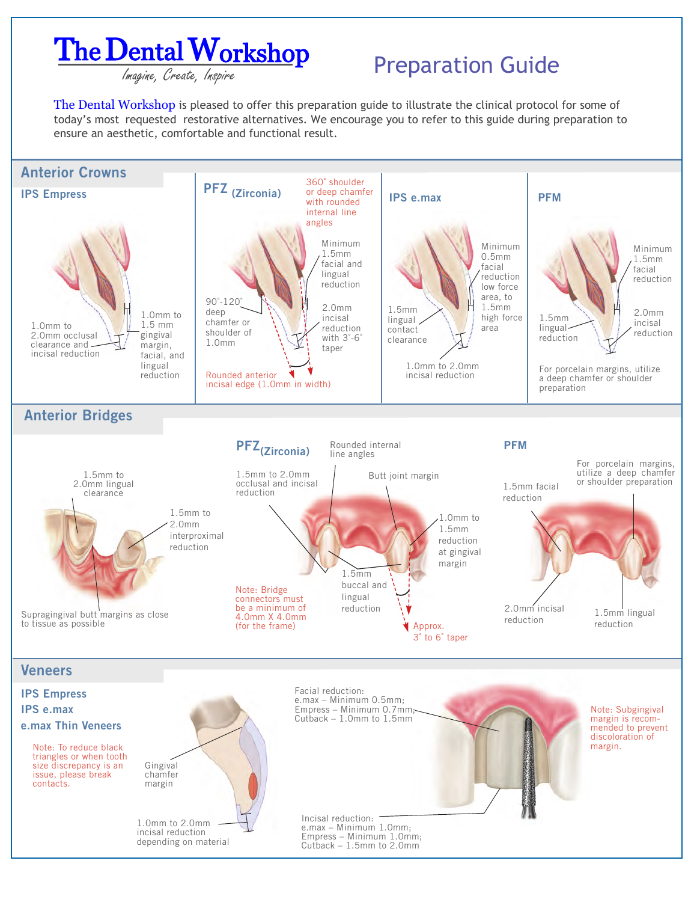# The Dental Workshop

*Imagine, Create, Inspire*

# Preparation Guide

The Dental Workshop is pleased to offer this preparation guide to illustrate the clinical protocol for some of today's most requested restorative alternatives. We encourage you to refer to this guide during preparation to ensure an aesthetic, comfortable and functional result.

## Anterior Crowns

### IPS Empress

- 1.0mm to 2.0mm occlusal clearance and incisal reduction
- 1.0mm to 1.5 mm gingival margin, facial, and lingual reduction

### PFZ (Zirconia)

- 360° shoulder or deep chamfer with rounded internal line angles
- Minimum 1.5mm facial and lingual reduction
- 90°-120° deep chamfer or shoulder of 1.0mm
- 2.0mm incisal reduction with 3°-6° taper
- Rounded anterior incisal edge (1.0mm in width)

### IPS e.max

- Minimum 0.5mm facial reduction low force area, to 1.5mm high force area
- 1.5mm lingual contact clearance
- 1.0mm to 2.0mm incisal reduction

### PFM

- Minimum 1.5mm facial reduction
- 1.5mm lingual reduction
- 2.0mm incisal reduction
- For porcelain margins, utilize a deep chamfer or shoulder preparation

## Anterior Bridges

- 1.5mm to 2.0mm lingual clearance
- 1.5mm to 2.0mm interproximal reduction
- Supragingival butt margins as close to tissue as possible

### PFZ (Zirconia)

- 1.5mm to 2.0mm occlusal and incisal reduction
- Rounded internal line angles
- Butt joint margin
- 1.0mm to 1.5mm reduction at gingival margin
- 1.5mm buccal and lingual reduction
- Approx. 3° to 6° taper
- Note: Bridge connectors must be a minimum of 4.0mm X 4.0mm (for the frame)

### PFM

- 1.5mm facial reduction
- For porcelain margins, utilize a deep chamfer or shoulder preparation
- 2.0mm incisal reduction
- 1.5mm lingual reduction

## Veneers

### IPS Empress
### IPS e.max
### e.max Thin Veneers

Note: To reduce black triangles or when tooth size discrepancy is an issue, please break contacts.

- Gingival chamfer margin
- 1.0mm to 2.0mm incisal reduction depending on material
- Facial reduction: e.max – Minimum 0.5mm; Empress – Minimum 0.7mm; Cutback – 1.0mm to 1.5mm
- Incisal reduction: e.max – Minimum 1.0mm; Empress – Minimum 1.0mm; Cutback – 1.5mm to 2.0mm

Note: Subgingival margin is recommended to prevent discoloration of margin.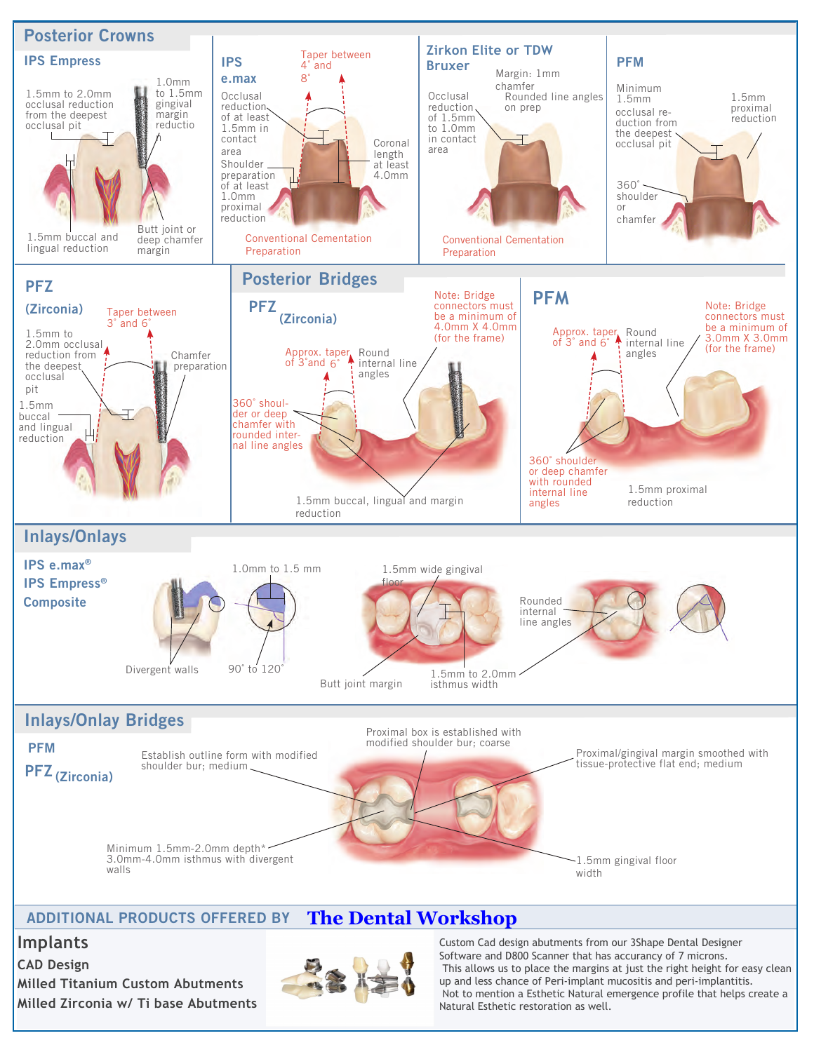## Posterior Crowns

### IPS Empress

1.5mm to 2.0mm occlusal reduction from the deepest occlusal pit

1.0mm to 1.5mm gingival margin reductio n

1.5mm buccal and lingual reduction

Butt joint or deep chamfer margin

### IPS e.max

Taper between 4˚ and 8˚

Occlusal reduction of at least 1.5mm in contact area

Shoulder preparation of at least 1.0mm proximal reduction

Coronal length at least 4.0mm

Conventional Cementation Preparation

### Zirkon Elite or TDW Bruxer

Margin: 1mm chamfer

Rounded line angles on prep

Occlusal reduction of 1.5mm to 1.0mm in contact area

Conventional Cementation Preparation

### PFM

Minimum 1.5mm occlusal re-duction from the deepest occlusal pit

1.5mm proximal reduction

360˚ shoulder or chamfer

### PFZ (Zirconia)

Taper between 3˚ and 6˚

1.5mm to 2.0mm occlusal reduction from the deepest occlusal pit

Chamfer preparation

1.5mm buccal and lingual reduction

## Posterior Bridges

### PFZ (Zirconia)

Note: Bridge connectors must be a minimum of 4.0mm X 4.0mm (for the frame)

Approx. taper of 3˚and 6˚

Round internal line angles

360˚ shoul-der or deep chamfer with rounded inter-nal line angles

1.5mm buccal, lingual and margin reduction

### PFM

Note: Bridge connectors must be a minimum of 3.0mm X 3.0mm (for the frame)

Approx. taper of 3˚ and 6˚

Round internal line angles

360˚ shoulder or deep chamfer with rounded internal line angles

1.5mm proximal reduction

## Inlays/Onlays

**IPS e.max®**
**IPS Empress®**
**Composite**

1.0mm to 1.5 mm

Divergent walls

90˚ to 120˚

1.5mm wide gingival floor

Butt joint margin

1.5mm to 2.0mm isthmus width

Rounded internal line angles

## Inlays/Onlay Bridges

**PFM**
**PFZ (Zirconia)**

Establish outline form with modified shoulder bur; medium

Proximal box is established with modified shoulder bur; coarse

Proximal/gingival margin smoothed with tissue-protective flat end; medium

Minimum 1.5mm-2.0mm depth* 3.0mm-4.0mm isthmus with divergent walls

1.5mm gingival floor width

## ADDITIONAL PRODUCTS OFFERED BY The Dental Workshop

**Implants**

**CAD Design**

**Milled Titanium Custom Abutments**

**Milled Zirconia w/ Ti base Abutments**

Custom Cad design abutments from our 3Shape Dental Designer Software and D800 Scanner that has accurancy of 7 microns.
This allows us to place the margins at just the right height for easy clean up and less chance of Peri-implant mucositis and peri-implantitis.
Not to mention a Esthetic Natural emergence profile that helps create a Natural Esthetic restoration as well.